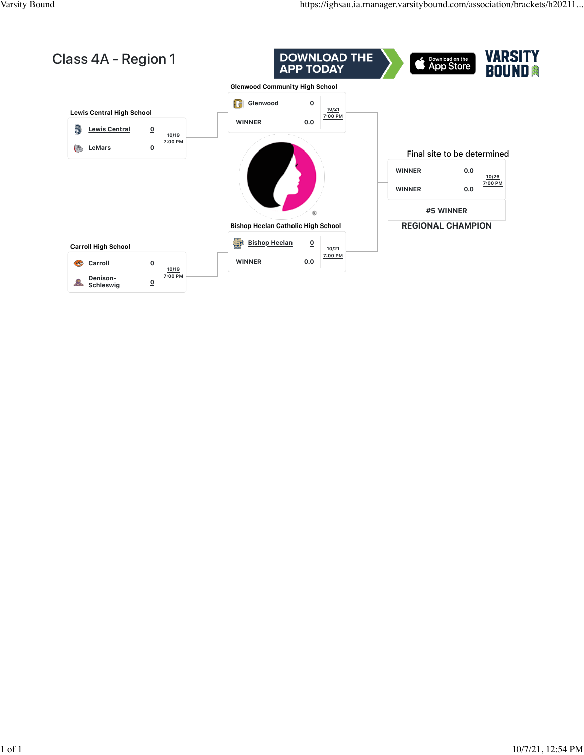# Class 4A - Region 1

DOWNLOAD THE APP TODAY

Download on the App Store

VARSITY BOUND

**Lewis Central High School**

| Team | Score | Date/Time |
|---|---|---|
| Lewis Central | 0 | 10/19 7:00 PM |
| LeMars | 0 | |

**Carroll High School**

| Team | Score | Date/Time |
|---|---|---|
| Carroll | 0 | 10/19 7:00 PM |
| Denison-Schleswig | 0 | |

**Glenwood Community High School**

| Team | Score | Date/Time |
|---|---|---|
| Glenwood | 0 | 10/21 7:00 PM |
| WINNER | 0.0 | |

**Bishop Heelan Catholic High School**

| Team | Score | Date/Time |
|---|---|---|
| Bishop Heelan | 0 | 10/21 7:00 PM |
| WINNER | 0.0 | |

**Final site to be determined**

| Team | Score | Date/Time |
|---|---|---|
| WINNER | 0.0 | 10/26 7:00 PM |
| WINNER | 0.0 | |

#5 WINNER

REGIONAL CHAMPION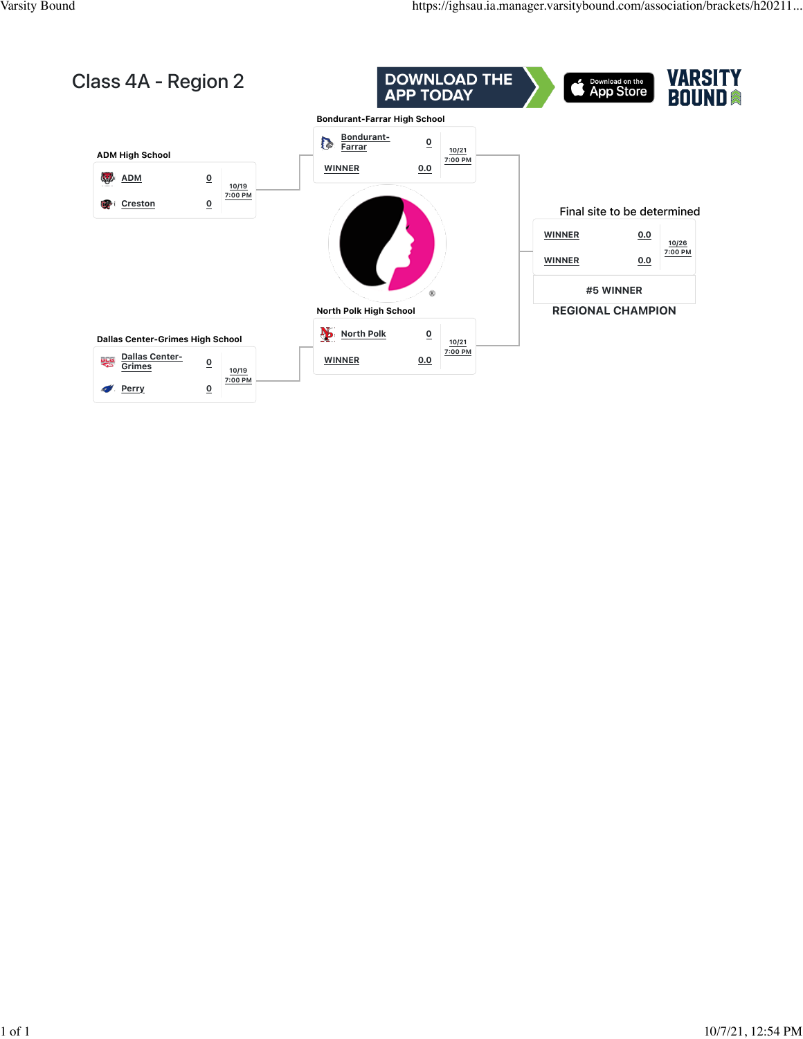# Class 4A - Region 2

DOWNLOAD THE APP TODAY

Download on the App Store

VARSITY BOUND

**ADM High School**

| Team | Score | Date |
|---|---|---|
| ADM | 0 | 10/19 7:00 PM |
| Creston | 0 | |

**Dallas Center-Grimes High School**

| Team | Score | Date |
|---|---|---|
| Dallas Center-Grimes | 0 | 10/19 7:00 PM |
| Perry | 0 | |

**Bondurant-Farrar High School**

| Team | Score | Date |
|---|---|---|
| Bondurant-Farrar | 0 | 10/21 7:00 PM |
| WINNER | 0.0 | |

**North Polk High School**

| Team | Score | Date |
|---|---|---|
| North Polk | 0 | 10/21 7:00 PM |
| WINNER | 0.0 | |

**Final site to be determined**

| Team | Score | Date |
|---|---|---|
| WINNER | 0.0 | 10/26 7:00 PM |
| WINNER | 0.0 | |

#5 WINNER

**REGIONAL CHAMPION**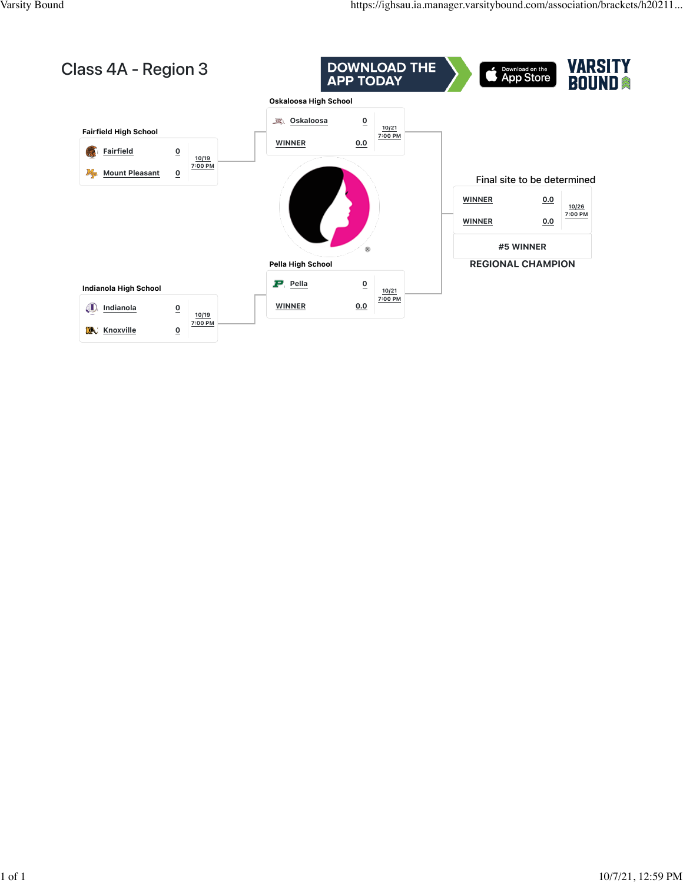# Class 4A - Region 3

DOWNLOAD THE APP TODAY

Download on the App Store

VARSITY BOUND

**Fairfield High School**

| Team | Score | Date/Time |
| --- | --- | --- |
| Fairfield | 0 | 10/19 7:00 PM |
| Mount Pleasant | 0 | |

**Oskaloosa High School**

| Team | Score | Date/Time |
| --- | --- | --- |
| Oskaloosa | 0 | 10/21 7:00 PM |
| WINNER | 0.0 | |

**Indianola High School**

| Team | Score | Date/Time |
| --- | --- | --- |
| Indianola | 0 | 10/19 7:00 PM |
| Knoxville | 0 | |

**Pella High School**

| Team | Score | Date/Time |
| --- | --- | --- |
| Pella | 0 | 10/21 7:00 PM |
| WINNER | 0.0 | |

**Final site to be determined**

| Team | Score | Date/Time |
| --- | --- | --- |
| WINNER | 0.0 | 10/26 7:00 PM |
| WINNER | 0.0 | |

#5 WINNER

**REGIONAL CHAMPION**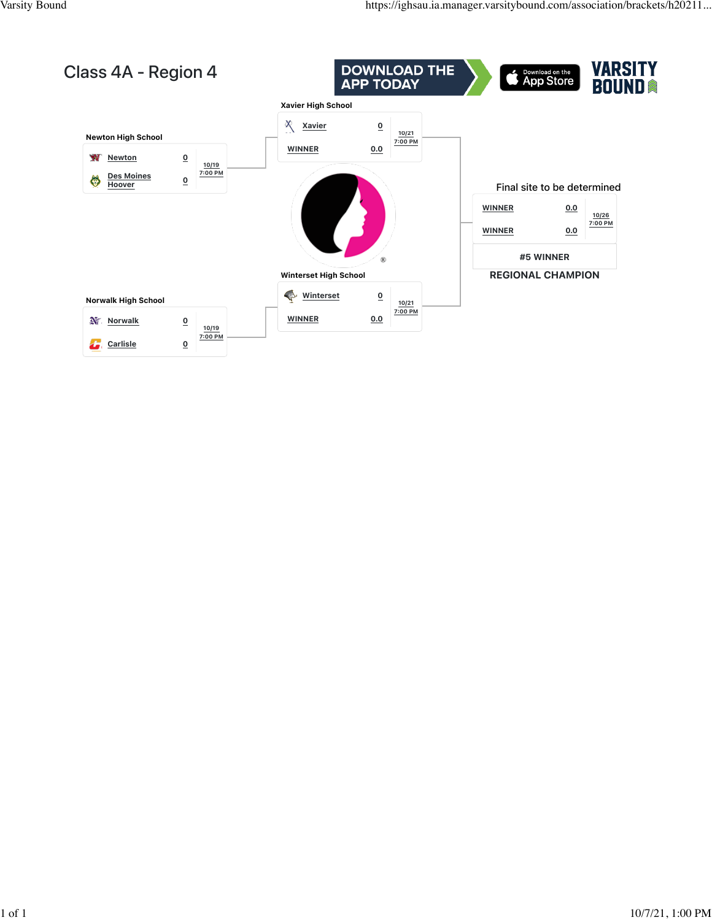# Class 4A - Region 4

DOWNLOAD THE APP TODAY

Download on the App Store

VARSITY BOUND

**Newton High School**

| Team | Score | Date/Time |
| --- | --- | --- |
| Newton | 0 | 10/19 7:00 PM |
| Des Moines Hoover | 0 | |

**Xavier High School**

| Team | Score | Date/Time |
| --- | --- | --- |
| Xavier | 0 | 10/21 7:00 PM |
| WINNER | 0.0 | |

**Norwalk High School**

| Team | Score | Date/Time |
| --- | --- | --- |
| Norwalk | 0 | 10/19 7:00 PM |
| Carlisle | 0 | |

**Winterset High School**

| Team | Score | Date/Time |
| --- | --- | --- |
| Winterset | 0 | 10/21 7:00 PM |
| WINNER | 0.0 | |

**Final site to be determined**

| Team | Score | Date/Time |
| --- | --- | --- |
| WINNER | 0.0 | 10/26 7:00 PM |
| WINNER | 0.0 | |

#5 WINNER

**REGIONAL CHAMPION**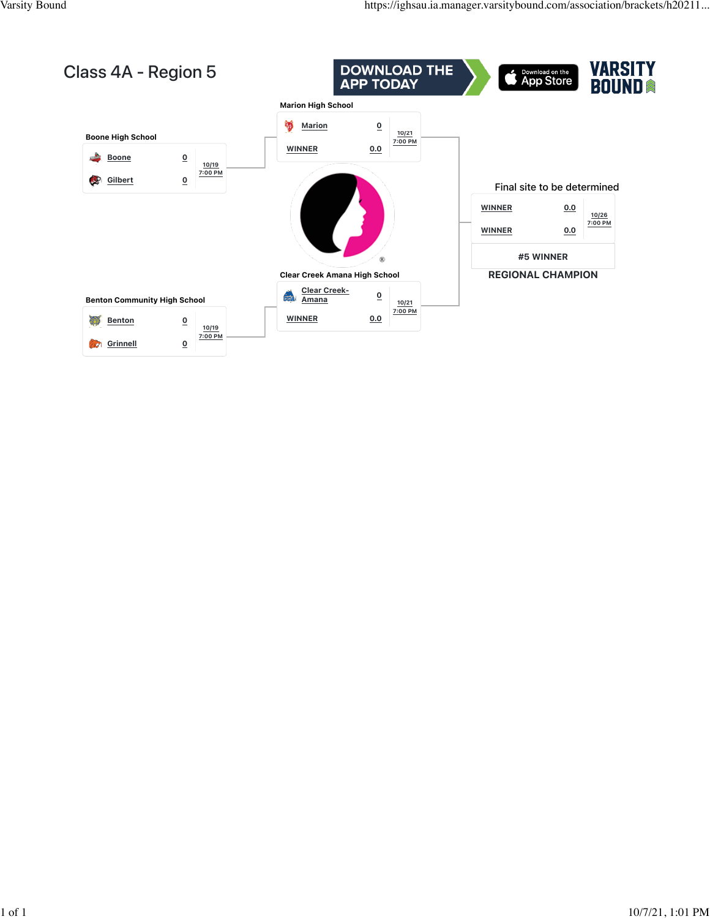# Class 4A - Region 5

DOWNLOAD THE APP TODAY

Download on the App Store

VARSITY BOUND

**Boone High School**

| Team | Score | Date |
|---|---|---|
| Boone | 0 | 10/19 7:00 PM |
| Gilbert | 0 | |

**Marion High School**

| Team | Score | Date |
|---|---|---|
| Marion | 0 | 10/21 7:00 PM |
| WINNER | 0.0 | |

**Benton Community High School**

| Team | Score | Date |
|---|---|---|
| Benton | 0 | 10/19 7:00 PM |
| Grinnell | 0 | |

**Clear Creek Amana High School**

| Team | Score | Date |
|---|---|---|
| Clear Creek-Amana | 0 | 10/21 7:00 PM |
| WINNER | 0.0 | |

**Final site to be determined**

| Team | Score | Date |
|---|---|---|
| WINNER | 0.0 | 10/26 7:00 PM |
| WINNER | 0.0 | |

#5 WINNER

**REGIONAL CHAMPION**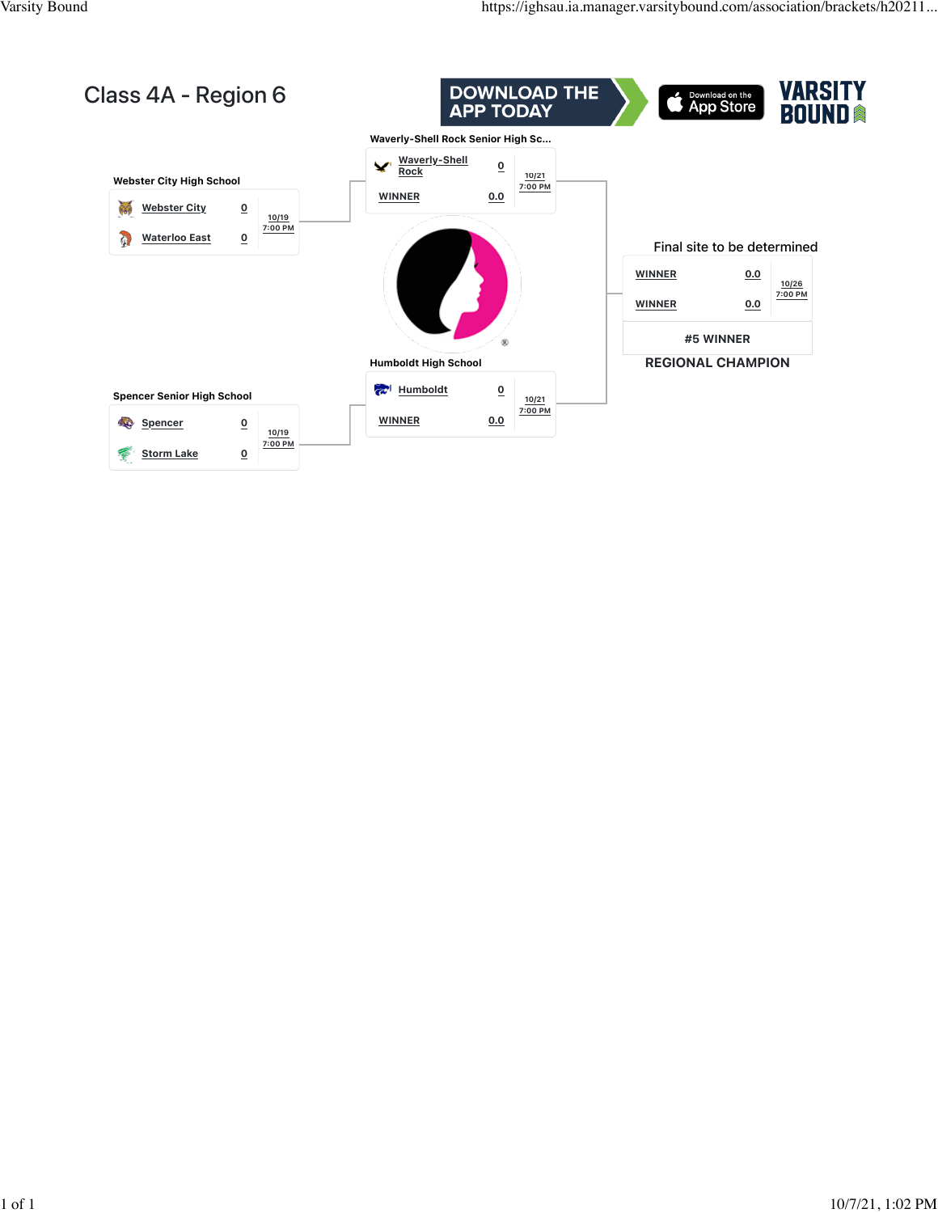# Class 4A - Region 6

DOWNLOAD THE APP TODAY

Download on the App Store

VARSITY BOUND

**Webster City High School**

| Team | Score | Date |
|---|---|---|
| Webster City | 0 | 10/19 7:00 PM |
| Waterloo East | 0 | |

**Spencer Senior High School**

| Team | Score | Date |
|---|---|---|
| Spencer | 0 | 10/19 7:00 PM |
| Storm Lake | 0 | |

**Waverly-Shell Rock Senior High Sc...**

| Team | Score | Date |
|---|---|---|
| Waverly-Shell Rock | 0 | 10/21 7:00 PM |
| WINNER | 0.0 | |

**Humboldt High School**

| Team | Score | Date |
|---|---|---|
| Humboldt | 0 | 10/21 7:00 PM |
| WINNER | 0.0 | |

**Final site to be determined**

| Team | Score | Date |
|---|---|---|
| WINNER | 0.0 | 10/26 7:00 PM |
| WINNER | 0.0 | |

#5 WINNER

**REGIONAL CHAMPION**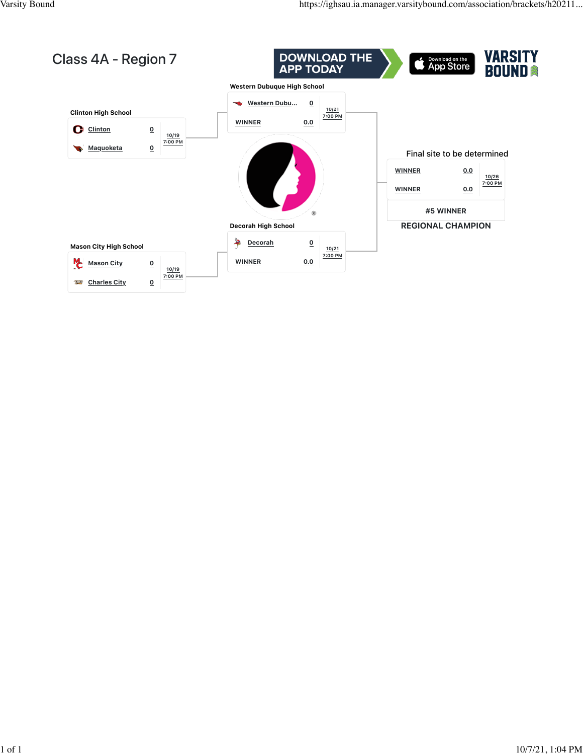# Class 4A - Region 7

DOWNLOAD THE APP TODAY

VARSITY BOUND

**Clinton High School**

| Team | Score | Date/Time |
| --- | --- | --- |
| Clinton | 0 | 10/19 7:00 PM |
| Maquoketa | 0 | |

**Mason City High School**

| Team | Score | Date/Time |
| --- | --- | --- |
| Mason City | 0 | 10/19 7:00 PM |
| Charles City | 0 | |

**Western Dubuque High School**

| Team | Score | Date/Time |
| --- | --- | --- |
| Western Dubu... | 0 | 10/21 7:00 PM |
| WINNER | 0.0 | |

**Decorah High School**

| Team | Score | Date/Time |
| --- | --- | --- |
| Decorah | 0 | 10/21 7:00 PM |
| WINNER | 0.0 | |

**Final site to be determined**

| Team | Score | Date/Time |
| --- | --- | --- |
| WINNER | 0.0 | 10/26 7:00 PM |
| WINNER | 0.0 | |

#5 WINNER

**REGIONAL CHAMPION**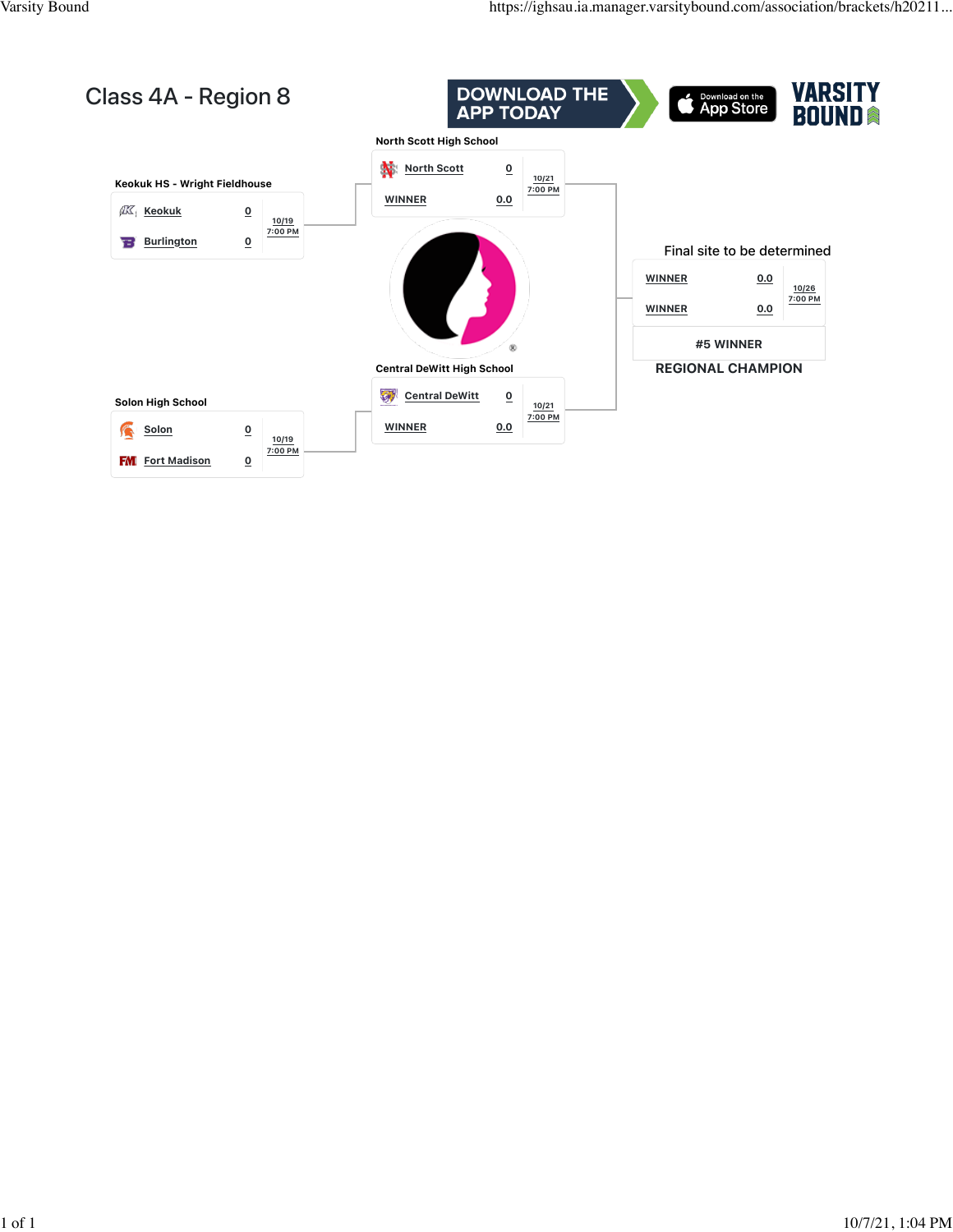# Class 4A - Region 8

DOWNLOAD THE APP TODAY

Download on the App Store

VARSITY BOUND

Keokuk HS - Wright Fieldhouse

| | | |
|---|---|---|
| Keokuk | 0 | 10/19 7:00 PM |
| Burlington | 0 | |

Solon High School

| | | |
|---|---|---|
| Solon | 0 | 10/19 7:00 PM |
| Fort Madison | 0 | |

North Scott High School

| | | |
|---|---|---|
| North Scott | 0 | 10/21 7:00 PM |
| WINNER | 0.0 | |

Central DeWitt High School

| | | |
|---|---|---|
| Central DeWitt | 0 | 10/21 7:00 PM |
| WINNER | 0.0 | |

Final site to be determined

| | | |
|---|---|---|
| WINNER | 0.0 | 10/26 7:00 PM |
| WINNER | 0.0 | |

#5 WINNER

REGIONAL CHAMPION